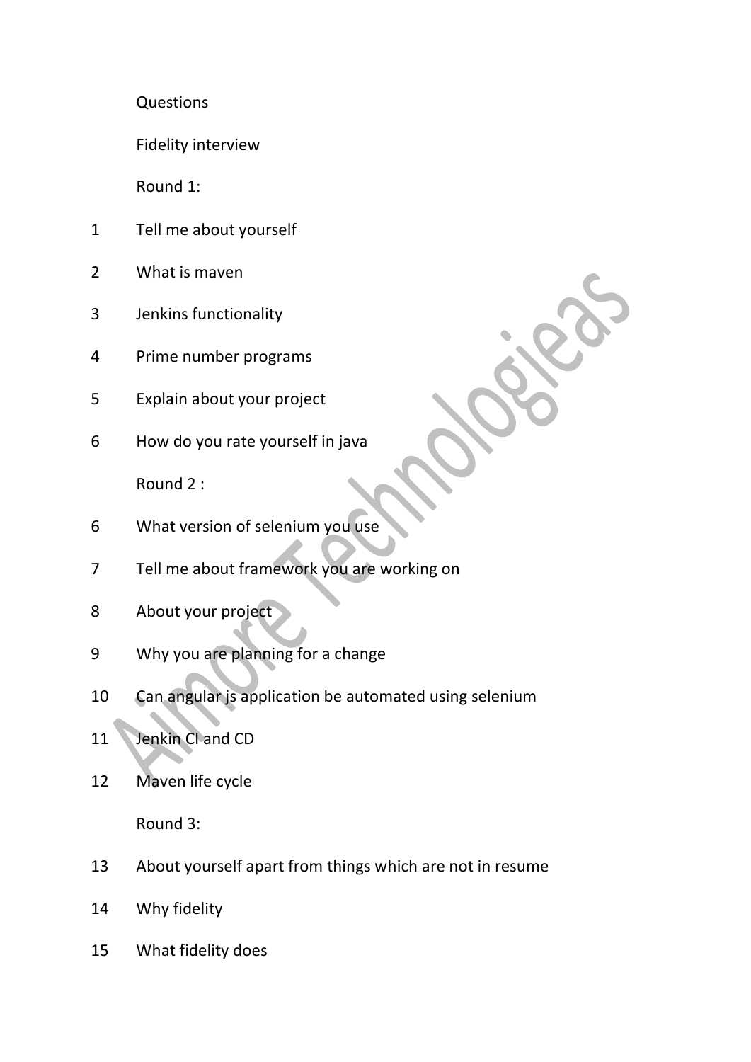Questions

Fidelity interview

Round 1:

1. Tell me about yourself
2. What is maven
3. Jenkins functionality
4. Prime number programs
5. Explain about your project
6. How do you rate yourself in java

Round 2 :

6. What version of selenium you use
7. Tell me about framework you are working on
8. About your project
9. Why you are planning for a change
10. Can angular js application be automated using selenium
11. Jenkin CI and CD
12. Maven life cycle

Round 3:

13. About yourself apart from things which are not in resume
14. Why fidelity
15. What fidelity does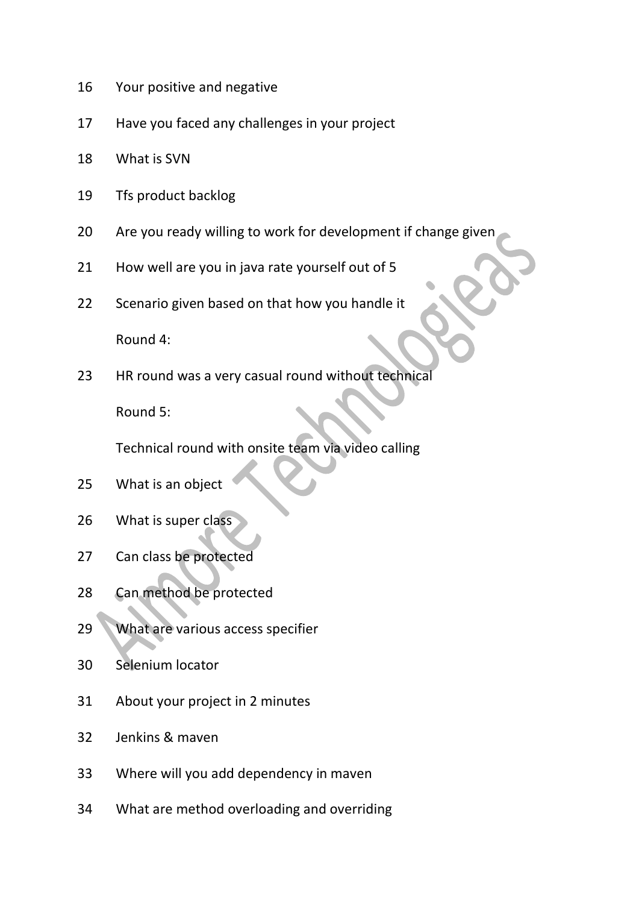16 Your positive and negative

17 Have you faced any challenges in your project

18 What is SVN

19 Tfs product backlog

20 Are you ready willing to work for development if change given

21 How well are you in java rate yourself out of 5

22 Scenario given based on that how you handle it

Round 4:

23 HR round was a very casual round without technical

Round 5:

Technical round with onsite team via video calling

25 What is an object

26 What is super class

27 Can class be protected

28 Can method be protected

29 What are various access specifier

30 Selenium locator

31 About your project in 2 minutes

32 Jenkins & maven

33 Where will you add dependency in maven

34 What are method overloading and overriding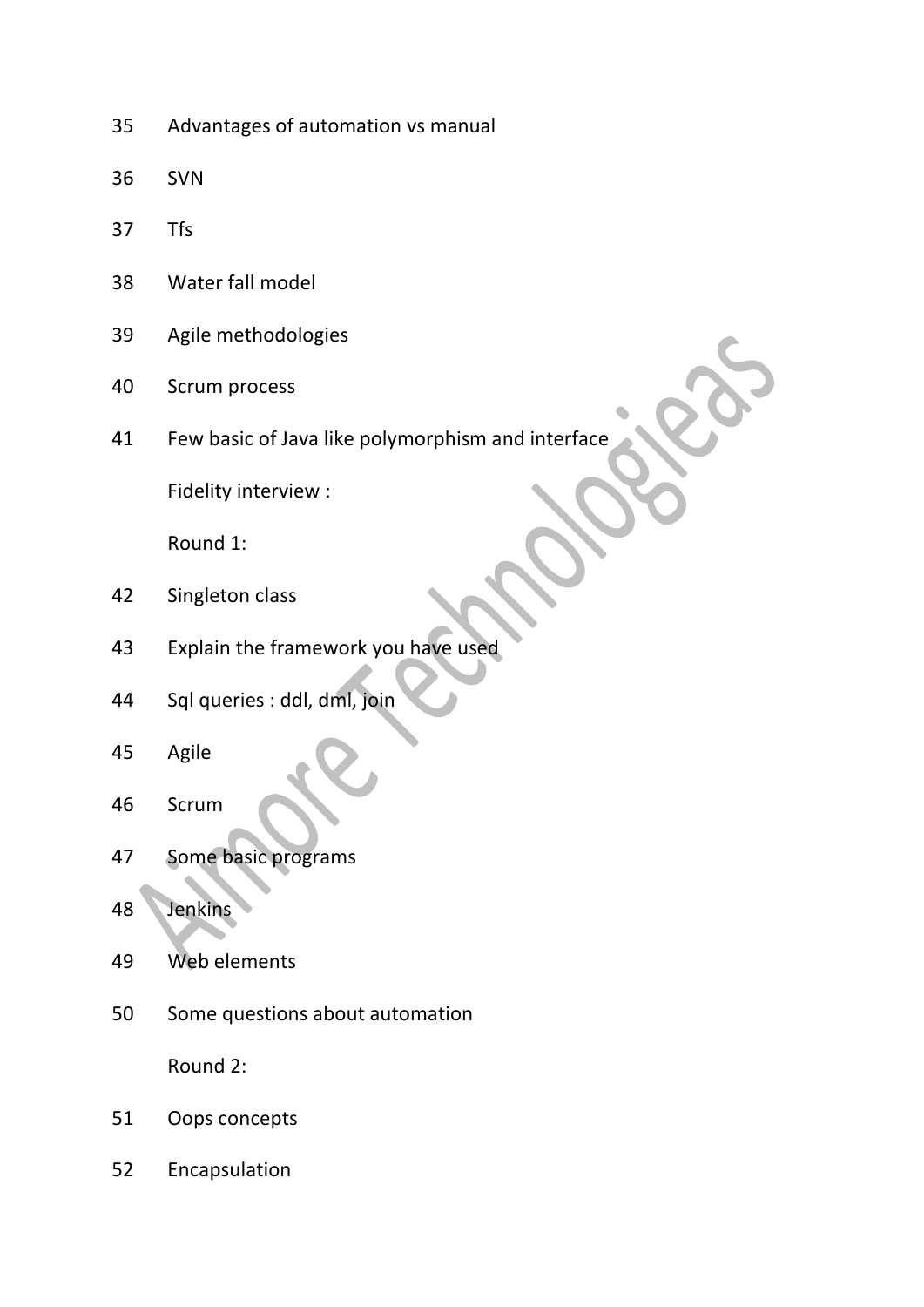35. Advantages of automation vs manual
36. SVN
37. Tfs
38. Water fall model
39. Agile methodologies
40. Scrum process
41. Few basic of Java like polymorphism and interface

Fidelity interview :

Round 1:

42. Singleton class
43. Explain the framework you have used
44. Sql queries : ddl, dml, join
45. Agile
46. Scrum
47. Some basic programs
48. Jenkins
49. Web elements
50. Some questions about automation

Round 2:

51. Oops concepts
52. Encapsulation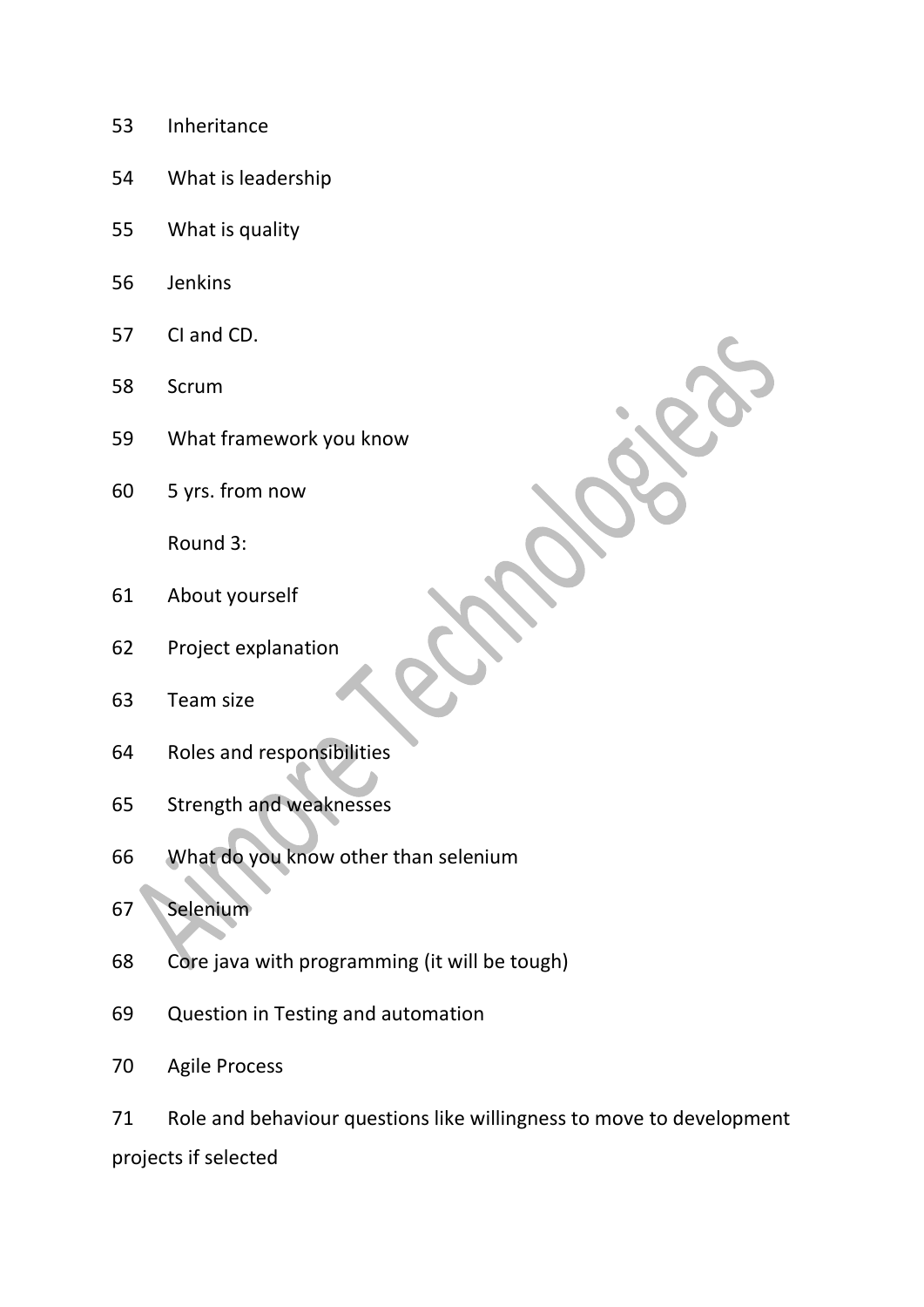53 Inheritance

54 What is leadership

55 What is quality

56 Jenkins

57 CI and CD.

58 Scrum

59 What framework you know

60 5 yrs. from now

Round 3:

61 About yourself

62 Project explanation

63 Team size

64 Roles and responsibilities

65 Strength and weaknesses

66 What do you know other than selenium

67 Selenium

68 Core java with programming (it will be tough)

69 Question in Testing and automation

70 Agile Process

71 Role and behaviour questions like willingness to move to development projects if selected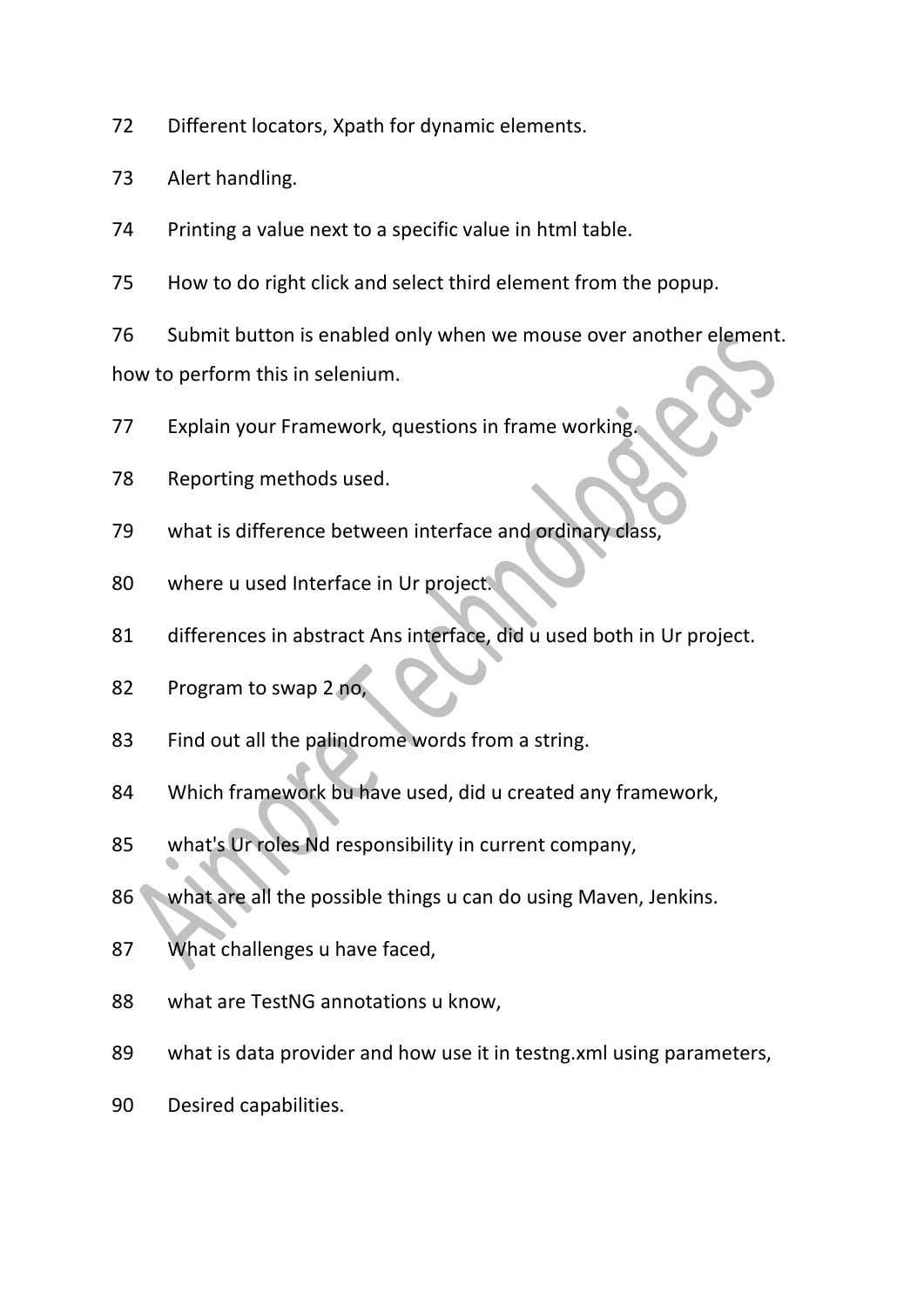72 Different locators, Xpath for dynamic elements.

73 Alert handling.

74 Printing a value next to a specific value in html table.

75 How to do right click and select third element from the popup.

76 Submit button is enabled only when we mouse over another element. how to perform this in selenium.

77 Explain your Framework, questions in frame working.

78 Reporting methods used.

79 what is difference between interface and ordinary class,

80 where u used Interface in Ur project.

81 differences in abstract Ans interface, did u used both in Ur project.

82 Program to swap 2 no,

83 Find out all the palindrome words from a string.

84 Which framework bu have used, did u created any framework,

85 what's Ur roles Nd responsibility in current company,

86 what are all the possible things u can do using Maven, Jenkins.

87 What challenges u have faced,

88 what are TestNG annotations u know,

89 what is data provider and how use it in testng.xml using parameters,

90 Desired capabilities.